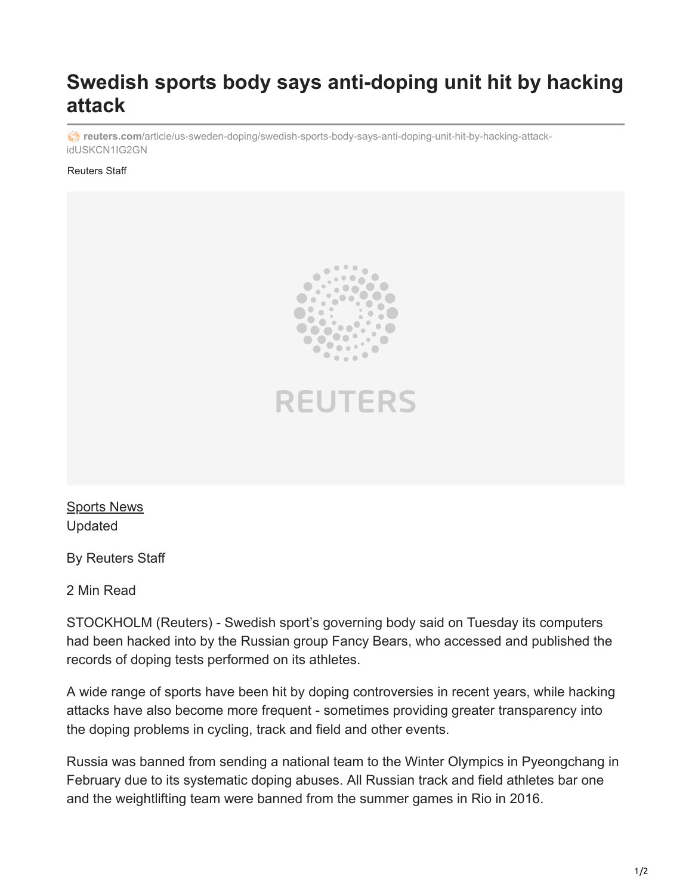# Swedish sports body says anti-doping unit hit by hacking attack

reuters.com/article/us-sweden-doping/swedish-sports-body-says-anti-doping-unit-hit-by-hacking-attack-idUSKCN1IG2GN

Reuters Staff

Sports News
Updated

By Reuters Staff

2 Min Read

STOCKHOLM (Reuters) - Swedish sport's governing body said on Tuesday its computers had been hacked into by the Russian group Fancy Bears, who accessed and published the records of doping tests performed on its athletes.

A wide range of sports have been hit by doping controversies in recent years, while hacking attacks have also become more frequent - sometimes providing greater transparency into the doping problems in cycling, track and field and other events.

Russia was banned from sending a national team to the Winter Olympics in Pyeongchang in February due to its systematic doping abuses. All Russian track and field athletes bar one and the weightlifting team were banned from the summer games in Rio in 2016.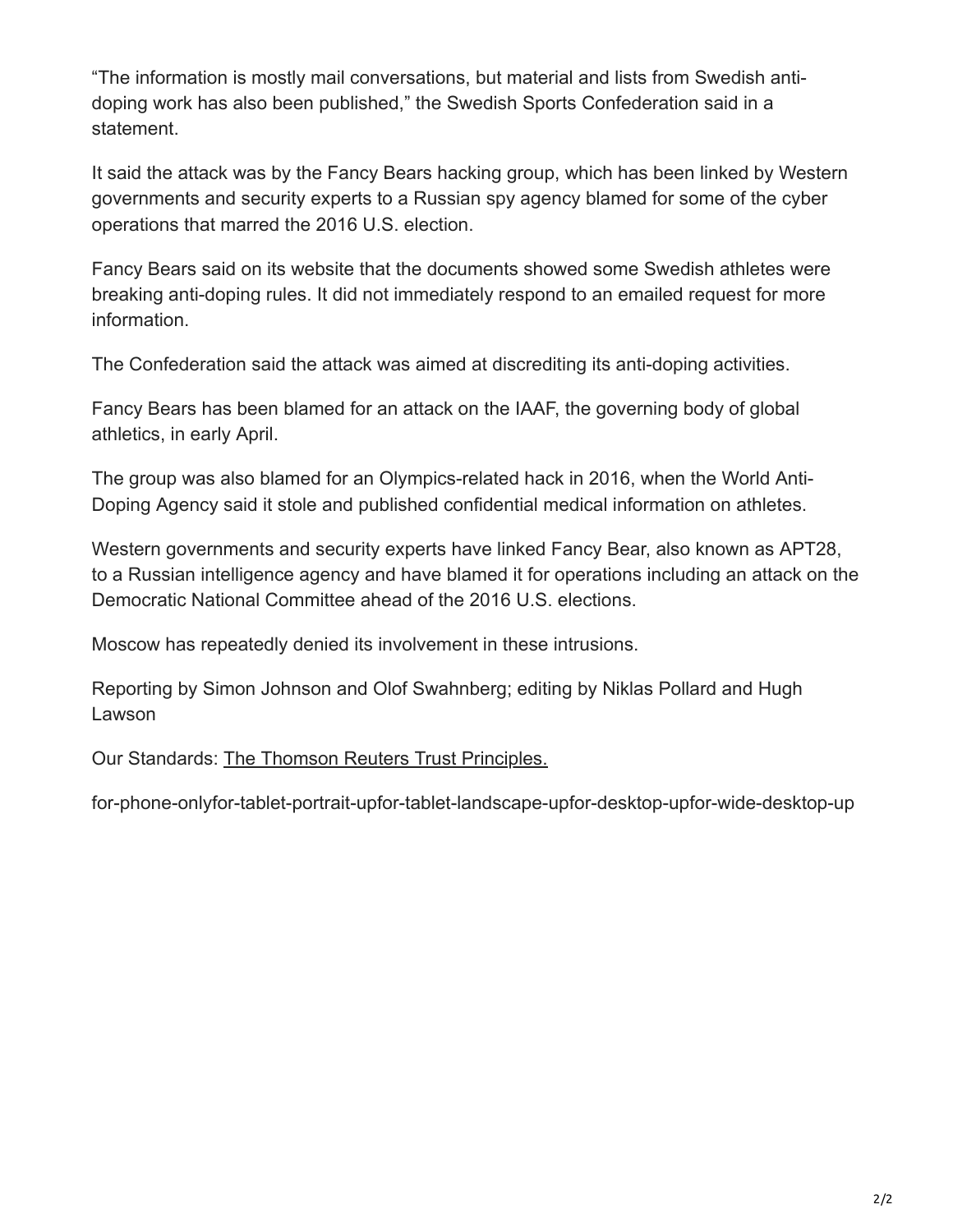“The information is mostly mail conversations, but material and lists from Swedish anti-doping work has also been published,” the Swedish Sports Confederation said in a statement.

It said the attack was by the Fancy Bears hacking group, which has been linked by Western governments and security experts to a Russian spy agency blamed for some of the cyber operations that marred the 2016 U.S. election.

Fancy Bears said on its website that the documents showed some Swedish athletes were breaking anti-doping rules. It did not immediately respond to an emailed request for more information.

The Confederation said the attack was aimed at discrediting its anti-doping activities.

Fancy Bears has been blamed for an attack on the IAAF, the governing body of global athletics, in early April.

The group was also blamed for an Olympics-related hack in 2016, when the World Anti-Doping Agency said it stole and published confidential medical information on athletes.

Western governments and security experts have linked Fancy Bear, also known as APT28, to a Russian intelligence agency and have blamed it for operations including an attack on the Democratic National Committee ahead of the 2016 U.S. elections.

Moscow has repeatedly denied its involvement in these intrusions.

Reporting by Simon Johnson and Olof Swahnberg; editing by Niklas Pollard and Hugh Lawson

Our Standards: The Thomson Reuters Trust Principles.

for-phone-onlyfor-tablet-portrait-upfor-tablet-landscape-upfor-desktop-upfor-wide-desktop-up